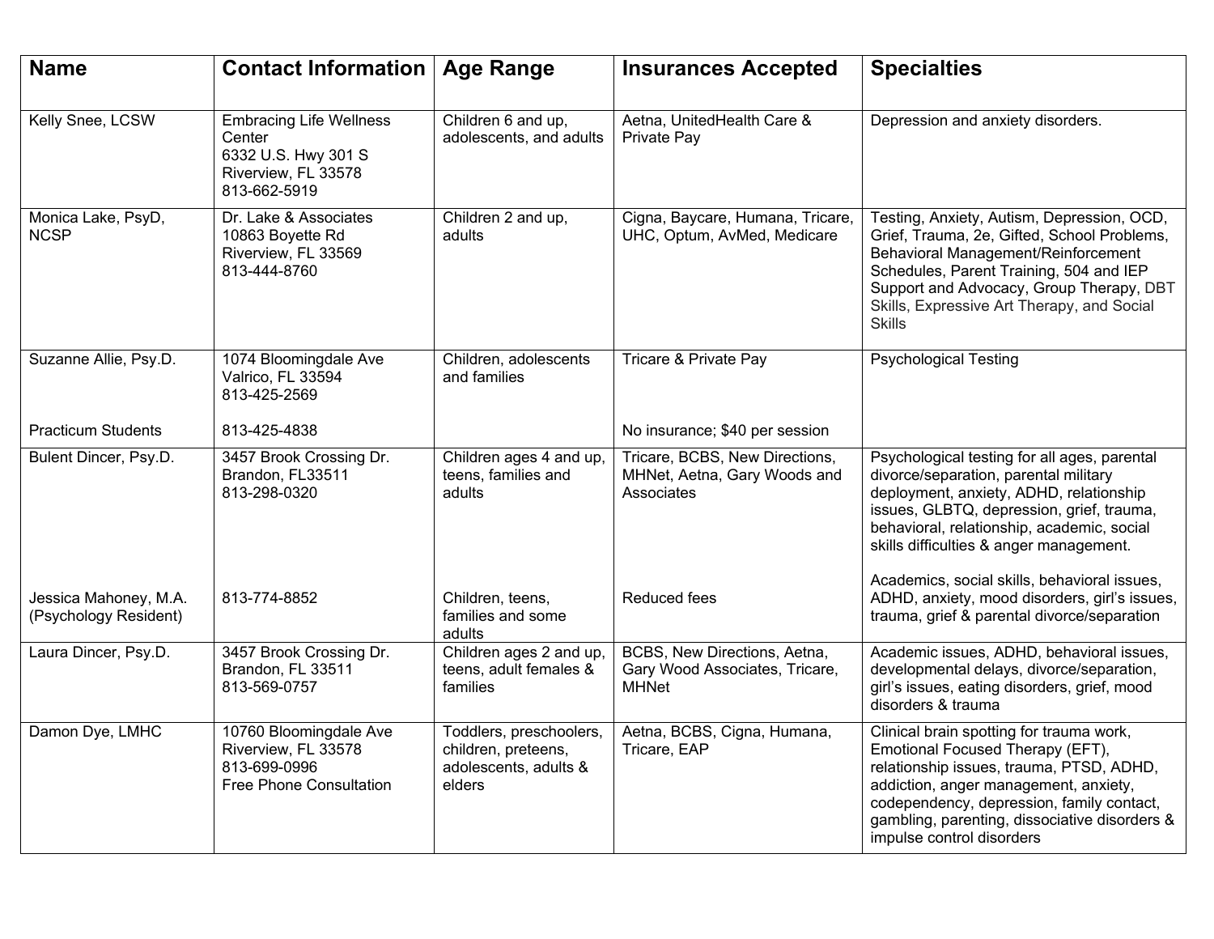| Name | Contact Information | Age Range | Insurances Accepted | Specialties |
|---|---|---|---|---|
| Kelly Snee, LCSW | Embracing Life Wellness Center<br>6332 U.S. Hwy 301 S<br>Riverview, FL 33578<br>813-662-5919 | Children 6 and up, adolescents, and adults | Aetna, UnitedHealth Care & Private Pay | Depression and anxiety disorders. |
| Monica Lake, PsyD, NCSP | Dr. Lake & Associates<br>10863 Boyette Rd<br>Riverview, FL 33569<br>813-444-8760 | Children 2 and up, adults | Cigna, Baycare, Humana, Tricare, UHC, Optum, AvMed, Medicare | Testing, Anxiety, Autism, Depression, OCD, Grief, Trauma, 2e, Gifted, School Problems, Behavioral Management/Reinforcement Schedules, Parent Training, 504 and IEP Support and Advocacy, Group Therapy, DBT Skills, Expressive Art Therapy, and Social Skills |
| Suzanne Allie, Psy.D.<br><br>Practicum Students | 1074 Bloomingdale Ave<br>Valrico, FL 33594<br>813-425-2569<br><br>813-425-4838 | Children, adolescents and families | Tricare & Private Pay<br><br>No insurance; $40 per session | Psychological Testing |
| Bulent Dincer, Psy.D. | 3457 Brook Crossing Dr.<br>Brandon, FL33511<br>813-298-0320 | Children ages 4 and up, teens, families and adults | Tricare, BCBS, New Directions, MHNet, Aetna, Gary Woods and Associates | Psychological testing for all ages, parental divorce/separation, parental military deployment, anxiety, ADHD, relationship issues, GLBTQ, depression, grief, trauma, behavioral, relationship, academic, social skills difficulties & anger management. |
| Jessica Mahoney, M.A. (Psychology Resident) | 813-774-8852 | Children, teens, families and some adults | Reduced fees | Academics, social skills, behavioral issues, ADHD, anxiety, mood disorders, girl's issues, trauma, grief & parental divorce/separation |
| Laura Dincer, Psy.D. | 3457 Brook Crossing Dr.<br>Brandon, FL 33511<br>813-569-0757 | Children ages 2 and up, teens, adult females & families | BCBS, New Directions, Aetna, Gary Wood Associates, Tricare, MHNet | Academic issues, ADHD, behavioral issues, developmental delays, divorce/separation, girl's issues, eating disorders, grief, mood disorders & trauma |
| Damon Dye, LMHC | 10760 Bloomingdale Ave<br>Riverview, FL 33578<br>813-699-0996<br>Free Phone Consultation | Toddlers, preschoolers, children, preteens, adolescents, adults & elders | Aetna, BCBS, Cigna, Humana, Tricare, EAP | Clinical brain spotting for trauma work, Emotional Focused Therapy (EFT), relationship issues, trauma, PTSD, ADHD, addiction, anger management, anxiety, codependency, depression, family contact, gambling, parenting, dissociative disorders & impulse control disorders |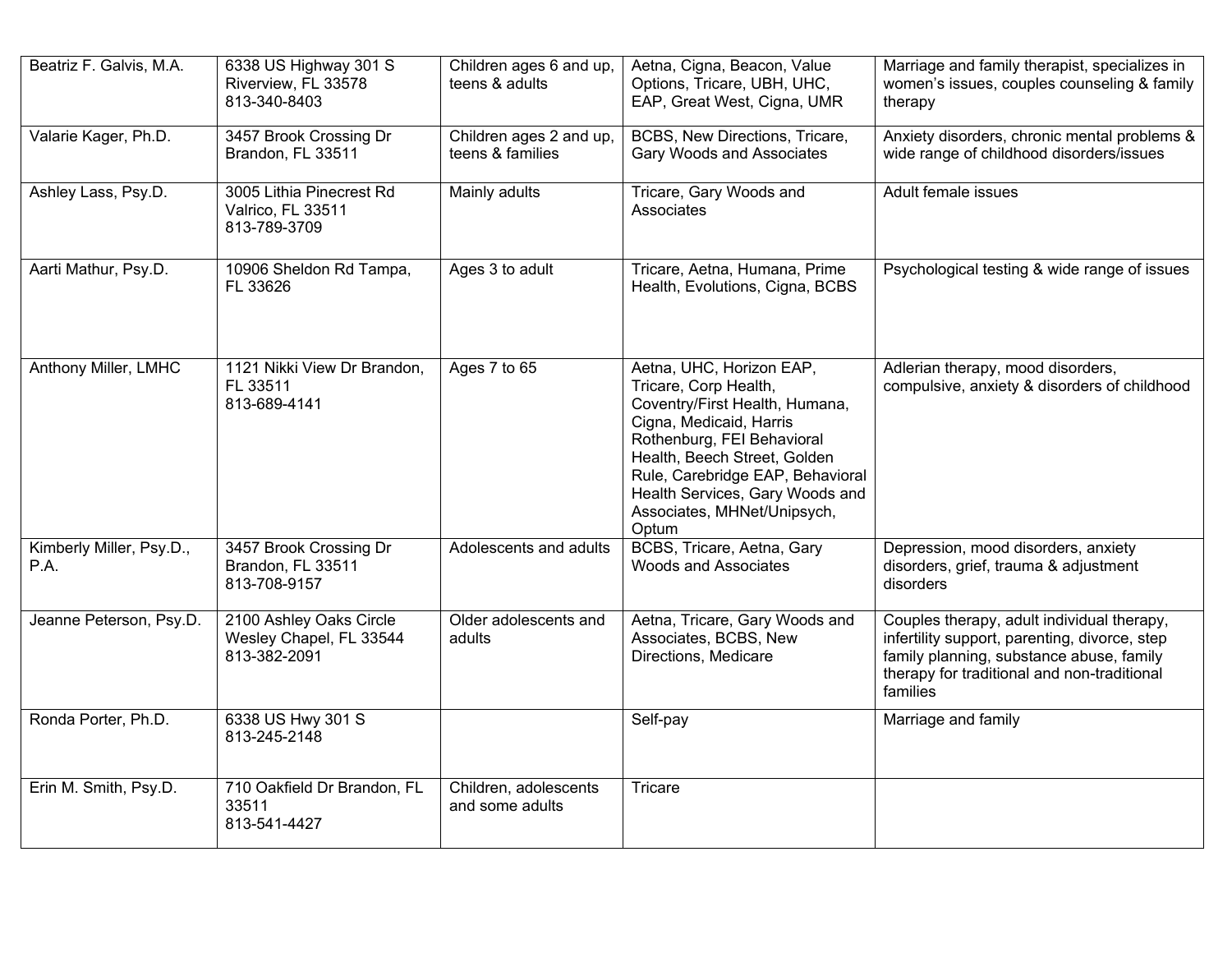| | | | | |
|---|---|---|---|---|
| Beatriz F. Galvis, M.A. | 6338 US Highway 301 S Riverview, FL 33578 813-340-8403 | Children ages 6 and up, teens & adults | Aetna, Cigna, Beacon, Value Options, Tricare, UBH, UHC, EAP, Great West, Cigna, UMR | Marriage and family therapist, specializes in women's issues, couples counseling & family therapy |
| Valarie Kager, Ph.D. | 3457 Brook Crossing Dr Brandon, FL 33511 | Children ages 2 and up, teens & families | BCBS, New Directions, Tricare, Gary Woods and Associates | Anxiety disorders, chronic mental problems & wide range of childhood disorders/issues |
| Ashley Lass, Psy.D. | 3005 Lithia Pinecrest Rd Valrico, FL 33511 813-789-3709 | Mainly adults | Tricare, Gary Woods and Associates | Adult female issues |
| Aarti Mathur, Psy.D. | 10906 Sheldon Rd Tampa, FL 33626 | Ages 3 to adult | Tricare, Aetna, Humana, Prime Health, Evolutions, Cigna, BCBS | Psychological testing & wide range of issues |
| Anthony Miller, LMHC | 1121 Nikki View Dr Brandon, FL 33511 813-689-4141 | Ages 7 to 65 | Aetna, UHC, Horizon EAP, Tricare, Corp Health, Coventry/First Health, Humana, Cigna, Medicaid, Harris Rothenburg, FEI Behavioral Health, Beech Street, Golden Rule, Carebridge EAP, Behavioral Health Services, Gary Woods and Associates, MHNet/Unipsych, Optum | Adlerian therapy, mood disorders, compulsive, anxiety & disorders of childhood |
| Kimberly Miller, Psy.D., P.A. | 3457 Brook Crossing Dr Brandon, FL 33511 813-708-9157 | Adolescents and adults | BCBS, Tricare, Aetna, Gary Woods and Associates | Depression, mood disorders, anxiety disorders, grief, trauma & adjustment disorders |
| Jeanne Peterson, Psy.D. | 2100 Ashley Oaks Circle Wesley Chapel, FL 33544 813-382-2091 | Older adolescents and adults | Aetna, Tricare, Gary Woods and Associates, BCBS, New Directions, Medicare | Couples therapy, adult individual therapy, infertility support, parenting, divorce, step family planning, substance abuse, family therapy for traditional and non-traditional families |
| Ronda Porter, Ph.D. | 6338 US Hwy 301 S 813-245-2148 | | Self-pay | Marriage and family |
| Erin M. Smith, Psy.D. | 710 Oakfield Dr Brandon, FL 33511 813-541-4427 | Children, adolescents and some adults | Tricare | |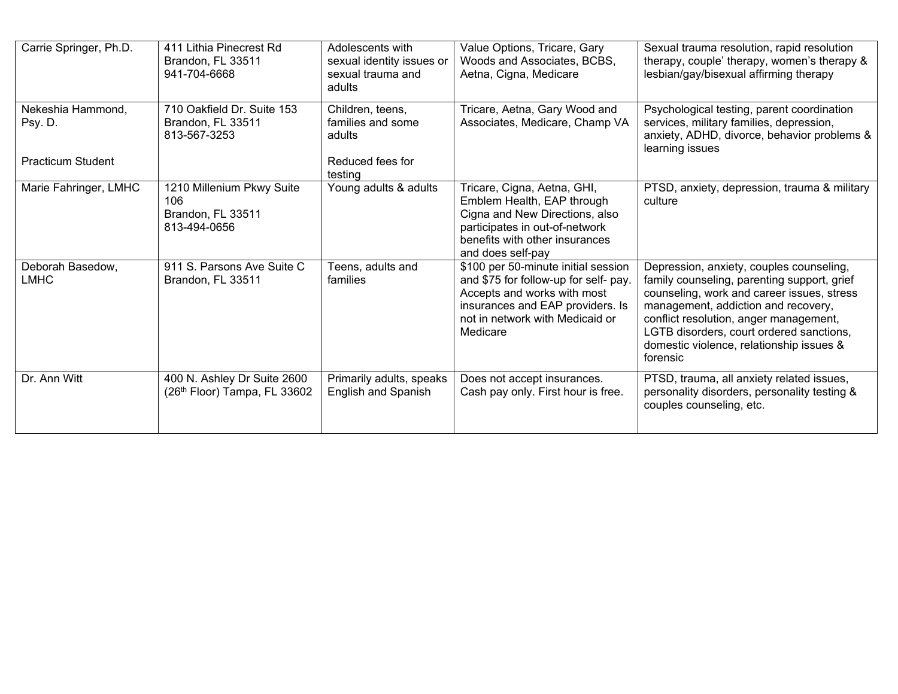| | | | | |
|---|---|---|---|---|
| Carrie Springer, Ph.D. | 411 Lithia Pinecrest Rd<br>Brandon, FL 33511<br>941-704-6668 | Adolescents with sexual identity issues or sexual trauma and adults | Value Options, Tricare, Gary Woods and Associates, BCBS, Aetna, Cigna, Medicare | Sexual trauma resolution, rapid resolution therapy, couple' therapy, women's therapy & lesbian/gay/bisexual affirming therapy |
| Nekeshia Hammond, Psy. D.<br><br>Practicum Student | 710 Oakfield Dr. Suite 153<br>Brandon, FL 33511<br>813-567-3253 | Children, teens, families and some adults<br><br>Reduced fees for testing | Tricare, Aetna, Gary Wood and Associates, Medicare, Champ VA | Psychological testing, parent coordination services, military families, depression, anxiety, ADHD, divorce, behavior problems & learning issues |
| Marie Fahringer, LMHC | 1210 Millenium Pkwy Suite 106<br>Brandon, FL 33511<br>813-494-0656 | Young adults & adults | Tricare, Cigna, Aetna, GHI, Emblem Health, EAP through Cigna and New Directions, also participates in out-of-network benefits with other insurances and does self-pay | PTSD, anxiety, depression, trauma & military culture |
| Deborah Basedow, LMHC | 911 S. Parsons Ave Suite C<br>Brandon, FL 33511 | Teens, adults and families | $100 per 50-minute initial session and $75 for follow-up for self- pay. Accepts and works with most insurances and EAP providers. Is not in network with Medicaid or Medicare | Depression, anxiety, couples counseling, family counseling, parenting support, grief counseling, work and career issues, stress management, addiction and recovery, conflict resolution, anger management, LGTB disorders, court ordered sanctions, domestic violence, relationship issues & forensic |
| Dr. Ann Witt | 400 N. Ashley Dr Suite 2600 (26th Floor) Tampa, FL 33602 | Primarily adults, speaks English and Spanish | Does not accept insurances. Cash pay only. First hour is free. | PTSD, trauma, all anxiety related issues, personality disorders, personality testing & couples counseling, etc. |